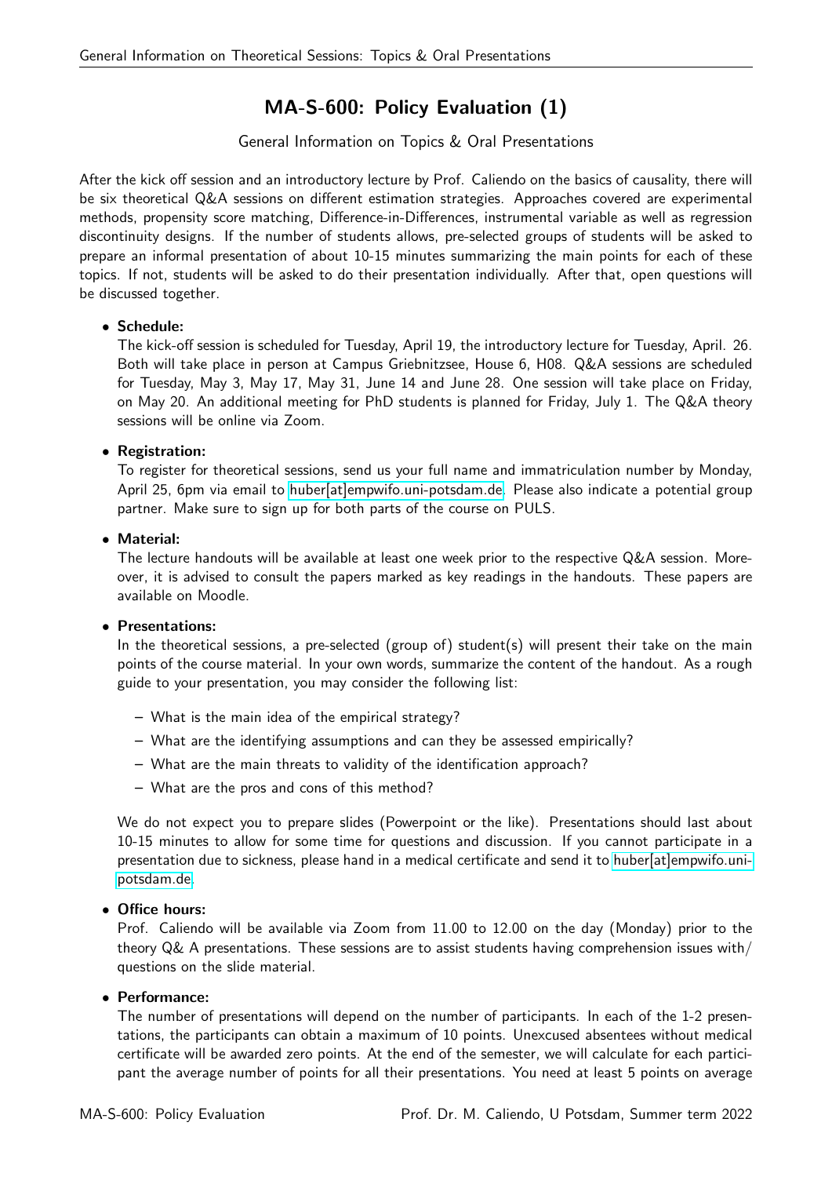# MA-S-600: Policy Evaluation (1)

General Information on Topics & Oral Presentations

After the kick off session and an introductory lecture by Prof. Caliendo on the basics of causality, there will be six theoretical Q&A sessions on different estimation strategies. Approaches covered are experimental methods, propensity score matching, Difference-in-Differences, instrumental variable as well as regression discontinuity designs. If the number of students allows, pre-selected groups of students will be asked to prepare an informal presentation of about 10-15 minutes summarizing the main points for each of these topics. If not, students will be asked to do their presentation individually. After that, open questions will be discussed together.

- **Schedule:**
  The kick-off session is scheduled for Tuesday, April 19, the introductory lecture for Tuesday, April. 26. Both will take place in person at Campus Griebnitzsee, House 6, H08. Q&A sessions are scheduled for Tuesday, May 3, May 17, May 31, June 14 and June 28. One session will take place on Friday, on May 20. An additional meeting for PhD students is planned for Friday, July 1. The Q&A theory sessions will be online via Zoom.

- **Registration:**
  To register for theoretical sessions, send us your full name and immatriculation number by Monday, April 25, 6pm via email to huber[at]empwifo.uni-potsdam.de. Please also indicate a potential group partner. Make sure to sign up for both parts of the course on PULS.

- **Material:**
  The lecture handouts will be available at least one week prior to the respective Q&A session. Moreover, it is advised to consult the papers marked as key readings in the handouts. These papers are available on Moodle.

- **Presentations:**
  In the theoretical sessions, a pre-selected (group of) student(s) will present their take on the main points of the course material. In your own words, summarize the content of the handout. As a rough guide to your presentation, you may consider the following list:

  - What is the main idea of the empirical strategy?
  - What are the identifying assumptions and can they be assessed empirically?
  - What are the main threats to validity of the identification approach?
  - What are the pros and cons of this method?

  We do not expect you to prepare slides (Powerpoint or the like). Presentations should last about 10-15 minutes to allow for some time for questions and discussion. If you cannot participate in a presentation due to sickness, please hand in a medical certificate and send it to huber[at]empwifo.uni-potsdam.de.

- **Office hours:**
  Prof. Caliendo will be available via Zoom from 11.00 to 12.00 on the day (Monday) prior to the theory Q& A presentations. These sessions are to assist students having comprehension issues with/ questions on the slide material.

- **Performance:**
  The number of presentations will depend on the number of participants. In each of the 1-2 presentations, the participants can obtain a maximum of 10 points. Unexcused absentees without medical certificate will be awarded zero points. At the end of the semester, we will calculate for each participant the average number of points for all their presentations. You need at least 5 points on average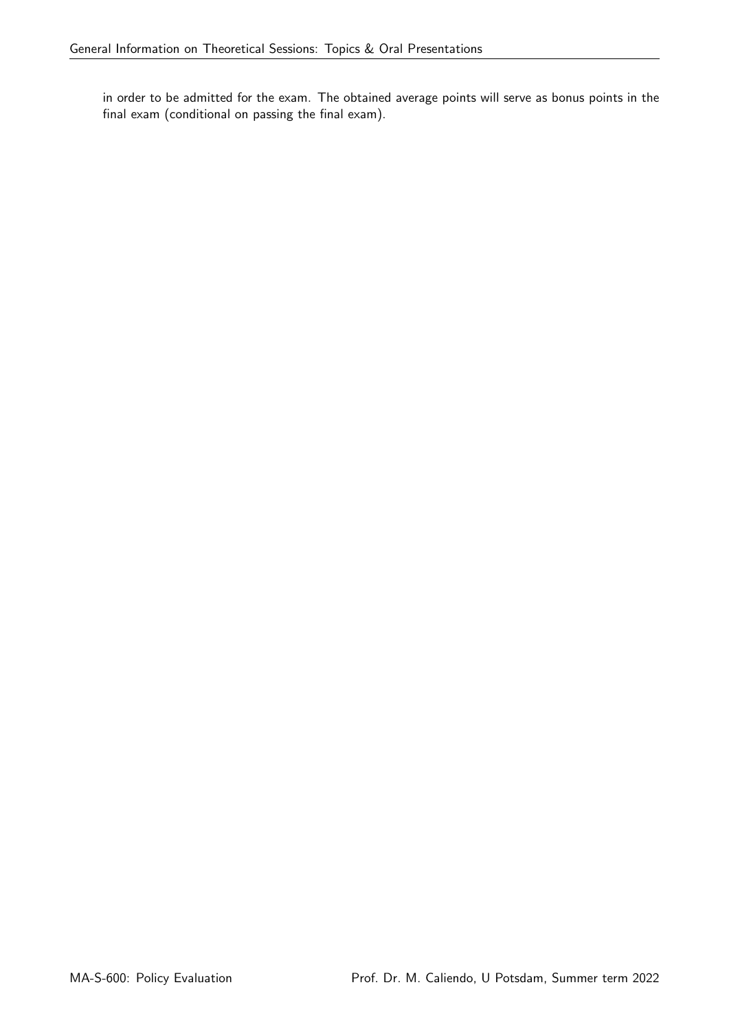in order to be admitted for the exam. The obtained average points will serve as bonus points in the final exam (conditional on passing the final exam).